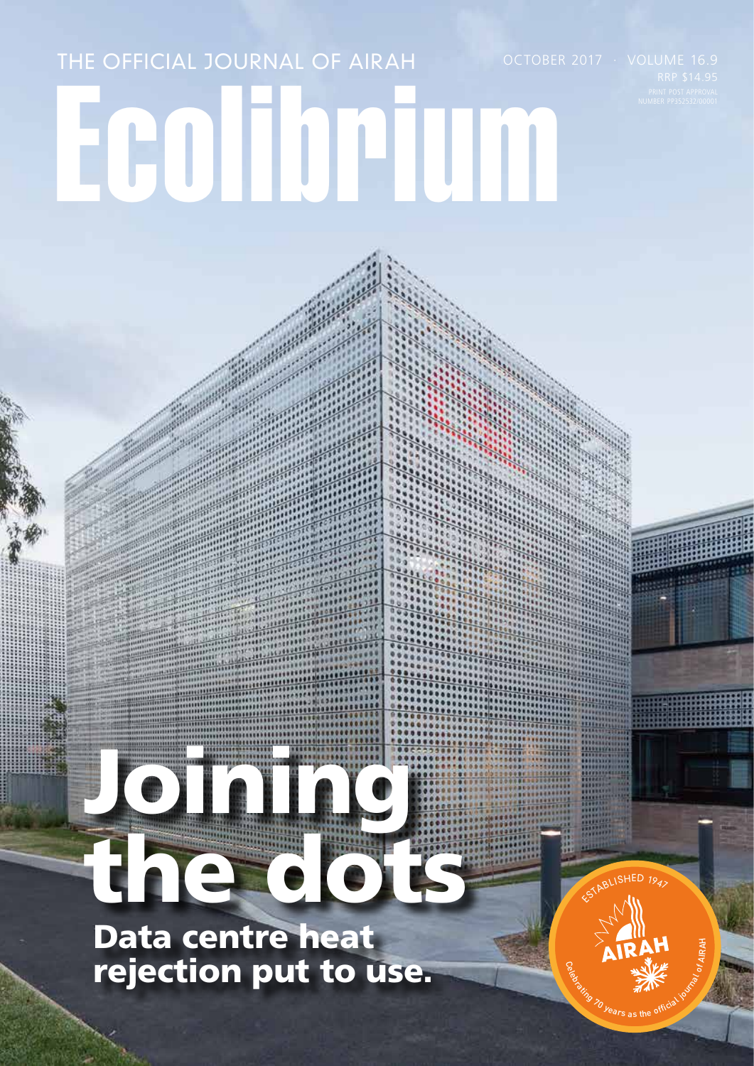THE OFFICIAL JOURNAL OF AIRAH

OCTOBER 2017 · VOLUME 16.9

RRP $14.95

PRINT POST APPROVAL NUMBER PP352532/00001

# Ecolibrium

# Joining the dots

## Data centre heat rejection put to use.

ESTABLISHED 1947

AIRAH

Celebrating 70 years as the official journal of AIRAH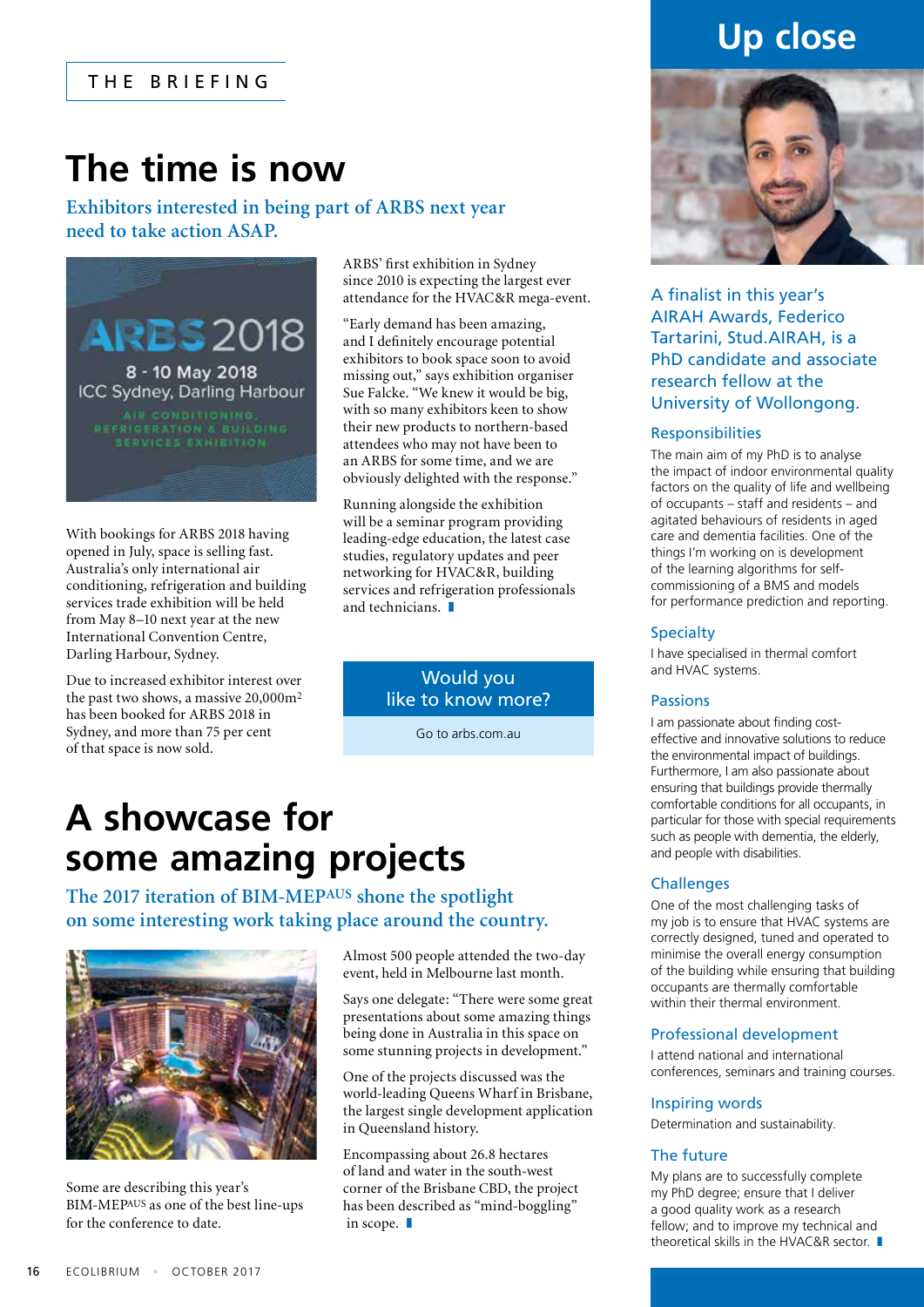THE BRIEFING

# The time is now

**Exhibitors interested in being part of ARBS next year need to take action ASAP.**

ARBS 2018
8 - 10 May 2018
ICC Sydney, Darling Harbour
AIR CONDITIONING, REFRIGERATION & BUILDING SERVICES EXHIBITION

With bookings for ARBS 2018 having opened in July, space is selling fast. Australia's only international air conditioning, refrigeration and building services trade exhibition will be held from May 8–10 next year at the new International Convention Centre, Darling Harbour, Sydney.

Due to increased exhibitor interest over the past two shows, a massive 20,000m$^2$ has been booked for ARBS 2018 in Sydney, and more than 75 per cent of that space is now sold.

ARBS' first exhibition in Sydney since 2010 is expecting the largest ever attendance for the HVAC&R mega-event.

"Early demand has been amazing, and I definitely encourage potential exhibitors to book space soon to avoid missing out," says exhibition organiser Sue Falcke. "We knew it would be big, with so many exhibitors keen to show their new products to northern-based attendees who may not have been to an ARBS for some time, and we are obviously delighted with the response."

Running alongside the exhibition will be a seminar program providing leading-edge education, the latest case studies, regulatory updates and peer networking for HVAC&R, building services and refrigeration professionals and technicians.

**Would you like to know more?**

Go to arbs.com.au

# A showcase for some amazing projects

**The 2017 iteration of BIM-MEP$^{AUS}$ shone the spotlight on some interesting work taking place around the country.**

Some are describing this year's BIM-MEP$^{AUS}$ as one of the best line-ups for the conference to date.

Almost 500 people attended the two-day event, held in Melbourne last month.

Says one delegate: "There were some great presentations about some amazing things being done in Australia in this space on some stunning projects in development."

One of the projects discussed was the world-leading Queens Wharf in Brisbane, the largest single development application in Queensland history.

Encompassing about 26.8 hectares of land and water in the south-west corner of the Brisbane CBD, the project has been described as "mind-boggling" in scope.

# Up close

**A finalist in this year's AIRAH Awards, Federico Tartarini, Stud.AIRAH, is a PhD candidate and associate research fellow at the University of Wollongong.**

### Responsibilities

The main aim of my PhD is to analyse the impact of indoor environmental quality factors on the quality of life and wellbeing of occupants – staff and residents – and agitated behaviours of residents in aged care and dementia facilities. One of the things I'm working on is development of the learning algorithms for self-commissioning of a BMS and models for performance prediction and reporting.

### Specialty

I have specialised in thermal comfort and HVAC systems.

### Passions

I am passionate about finding cost-effective and innovative solutions to reduce the environmental impact of buildings. Furthermore, I am also passionate about ensuring that buildings provide thermally comfortable conditions for all occupants, in particular for those with special requirements such as people with dementia, the elderly, and people with disabilities.

### Challenges

One of the most challenging tasks of my job is to ensure that HVAC systems are correctly designed, tuned and operated to minimise the overall energy consumption of the building while ensuring that building occupants are thermally comfortable within their thermal environment.

### Professional development

I attend national and international conferences, seminars and training courses.

### Inspiring words

Determination and sustainability.

### The future

My plans are to successfully complete my PhD degree; ensure that I deliver a good quality work as a research fellow; and to improve my technical and theoretical skills in the HVAC&R sector.